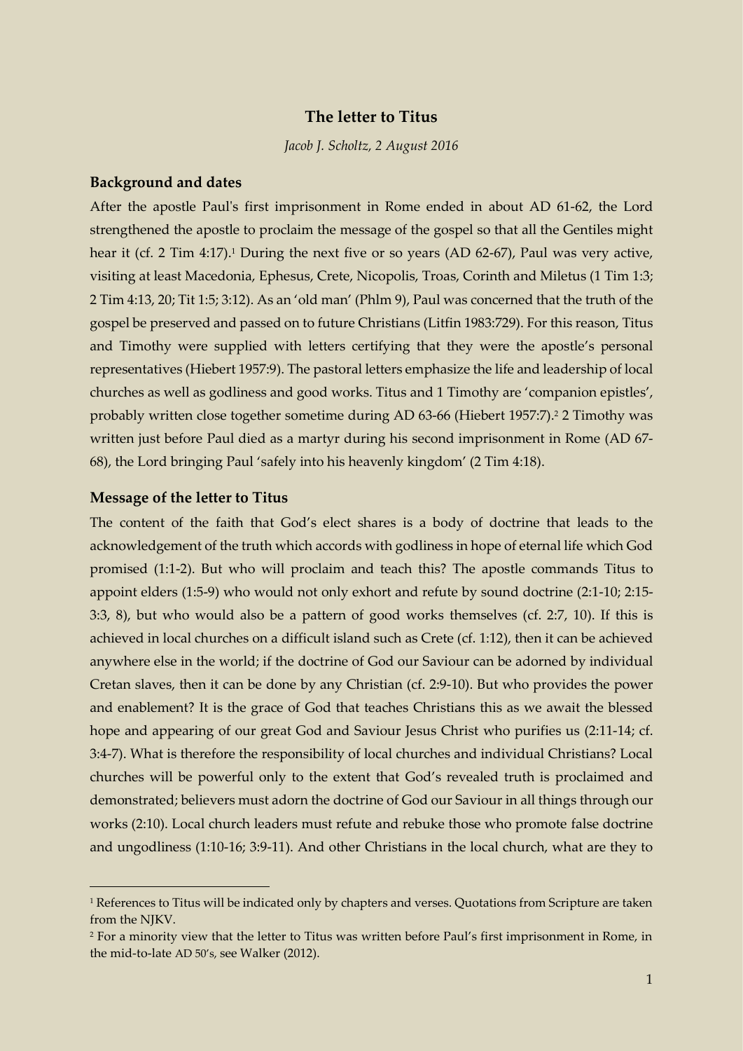# The letter to Titus

*Jacob J. Scholtz, 2 August 2016*

## Background and dates

After the apostle Paul's first imprisonment in Rome ended in about AD 61-62, the Lord strengthened the apostle to proclaim the message of the gospel so that all the Gentiles might hear it (cf. 2 Tim 4:17).[1] During the next five or so years (AD 62-67), Paul was very active, visiting at least Macedonia, Ephesus, Crete, Nicopolis, Troas, Corinth and Miletus (1 Tim 1:3; 2 Tim 4:13, 20; Tit 1:5; 3:12). As an 'old man' (Phlm 9), Paul was concerned that the truth of the gospel be preserved and passed on to future Christians (Litfin 1983:729). For this reason, Titus and Timothy were supplied with letters certifying that they were the apostle's personal representatives (Hiebert 1957:9). The pastoral letters emphasize the life and leadership of local churches as well as godliness and good works. Titus and 1 Timothy are 'companion epistles', probably written close together sometime during AD 63-66 (Hiebert 1957:7).[2] 2 Timothy was written just before Paul died as a martyr during his second imprisonment in Rome (AD 67-68), the Lord bringing Paul 'safely into his heavenly kingdom' (2 Tim 4:18).

## Message of the letter to Titus

The content of the faith that God's elect shares is a body of doctrine that leads to the acknowledgement of the truth which accords with godliness in hope of eternal life which God promised (1:1-2). But who will proclaim and teach this? The apostle commands Titus to appoint elders (1:5-9) who would not only exhort and refute by sound doctrine (2:1-10; 2:15-3:3, 8), but who would also be a pattern of good works themselves (cf. 2:7, 10). If this is achieved in local churches on a difficult island such as Crete (cf. 1:12), then it can be achieved anywhere else in the world; if the doctrine of God our Saviour can be adorned by individual Cretan slaves, then it can be done by any Christian (cf. 2:9-10). But who provides the power and enablement? It is the grace of God that teaches Christians this as we await the blessed hope and appearing of our great God and Saviour Jesus Christ who purifies us (2:11-14; cf. 3:4-7). What is therefore the responsibility of local churches and individual Christians? Local churches will be powerful only to the extent that God's revealed truth is proclaimed and demonstrated; believers must adorn the doctrine of God our Saviour in all things through our works (2:10). Local church leaders must refute and rebuke those who promote false doctrine and ungodliness (1:10-16; 3:9-11). And other Christians in the local church, what are they to

---

[1] References to Titus will be indicated only by chapters and verses. Quotations from Scripture are taken from the NJKV.

[2] For a minority view that the letter to Titus was written before Paul's first imprisonment in Rome, in the mid-to-late AD 50's, see Walker (2012).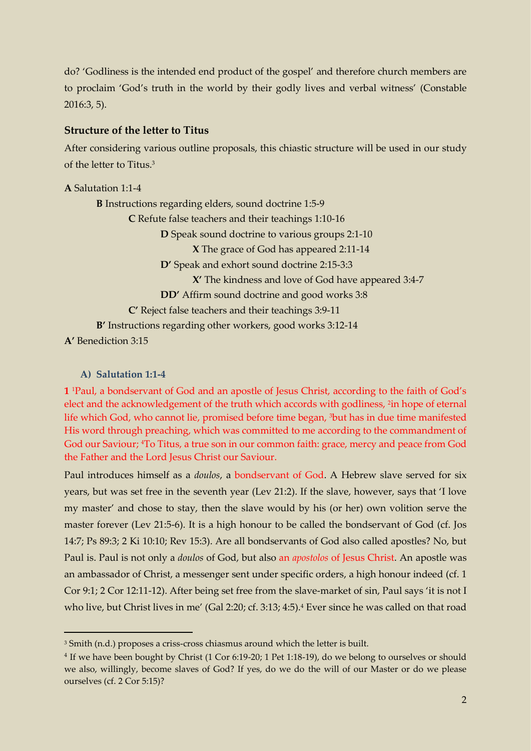do? 'Godliness is the intended end product of the gospel' and therefore church members are to proclaim 'God's truth in the world by their godly lives and verbal witness' (Constable 2016:3, 5).

## Structure of the letter to Titus

After considering various outline proposals, this chiastic structure will be used in our study of the letter to Titus.[3]

**A** Salutation 1:1-4

  **B** Instructions regarding elders, sound doctrine 1:5-9

    **C** Refute false teachers and their teachings 1:10-16

      **D** Speak sound doctrine to various groups 2:1-10

        **X** The grace of God has appeared 2:11-14

      **D'** Speak and exhort sound doctrine 2:15-3:3

        **X'** The kindness and love of God have appeared 3:4-7

      **DD'** Affirm sound doctrine and good works 3:8

    **C'** Reject false teachers and their teachings 3:9-11

  **B'** Instructions regarding other workers, good works 3:12-14

**A'** Benediction 3:15

### A) Salutation 1:1-4

**1** [1]Paul, a bondservant of God and an apostle of Jesus Christ, according to the faith of God's elect and the acknowledgement of the truth which accords with godliness, [2]in hope of eternal life which God, who cannot lie, promised before time began, [3]but has in due time manifested His word through preaching, which was committed to me according to the commandment of God our Saviour; [4]To Titus, a true son in our common faith: grace, mercy and peace from God the Father and the Lord Jesus Christ our Saviour.

Paul introduces himself as a *doulos*, a bondservant of God. A Hebrew slave served for six years, but was set free in the seventh year (Lev 21:2). If the slave, however, says that 'I love my master' and chose to stay, then the slave would by his (or her) own volition serve the master forever (Lev 21:5-6). It is a high honour to be called the bondservant of God (cf. Jos 14:7; Ps 89:3; 2 Ki 10:10; Rev 15:3). Are all bondservants of God also called apostles? No, but Paul is. Paul is not only a *doulos* of God, but also an *apostolos* of Jesus Christ. An apostle was an ambassador of Christ, a messenger sent under specific orders, a high honour indeed (cf. 1 Cor 9:1; 2 Cor 12:11-12). After being set free from the slave-market of sin, Paul says 'it is not I who live, but Christ lives in me' (Gal 2:20; cf. 3:13; 4:5).[4] Ever since he was called on that road

---

[3] Smith (n.d.) proposes a criss-cross chiasmus around which the letter is built.

[4] If we have been bought by Christ (1 Cor 6:19-20; 1 Pet 1:18-19), do we belong to ourselves or should we also, willingly, become slaves of God? If yes, do we do the will of our Master or do we please ourselves (cf. 2 Cor 5:15)?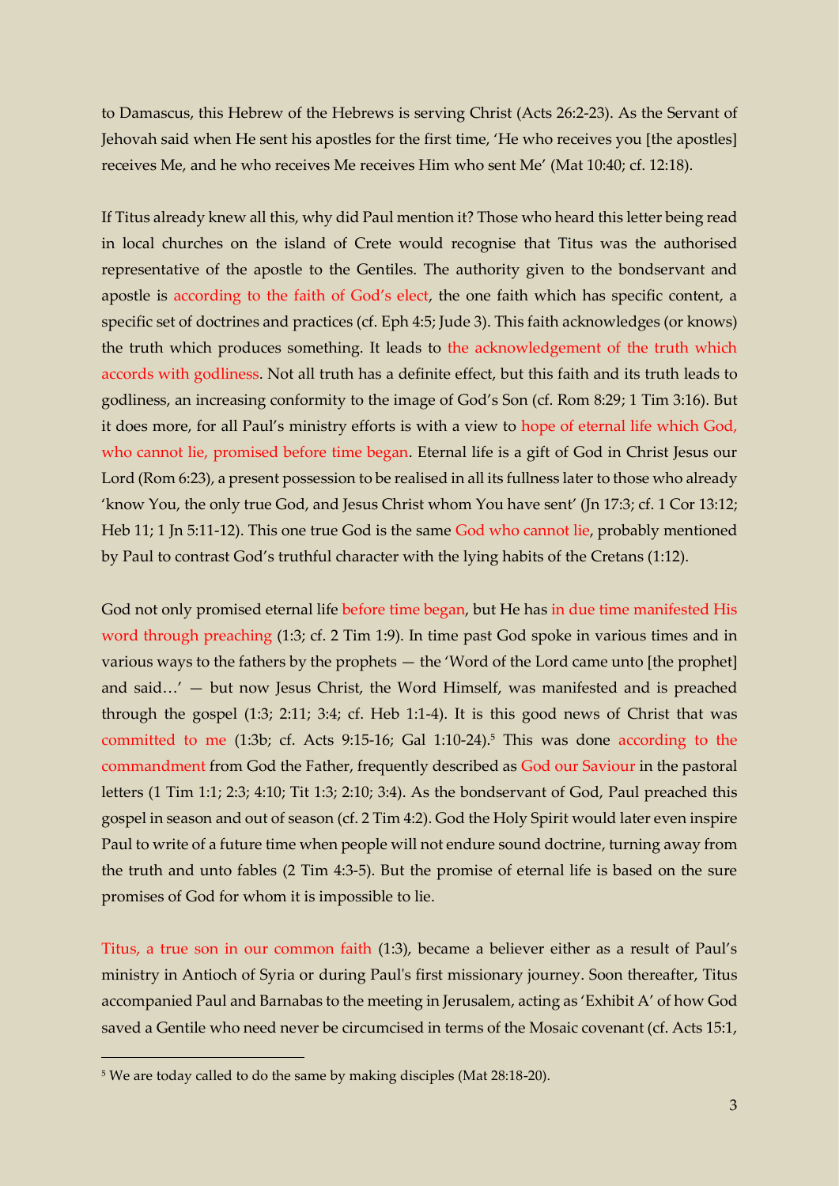to Damascus, this Hebrew of the Hebrews is serving Christ (Acts 26:2-23). As the Servant of Jehovah said when He sent his apostles for the first time, 'He who receives you [the apostles] receives Me, and he who receives Me receives Him who sent Me' (Mat 10:40; cf. 12:18).

If Titus already knew all this, why did Paul mention it? Those who heard this letter being read in local churches on the island of Crete would recognise that Titus was the authorised representative of the apostle to the Gentiles. The authority given to the bondservant and apostle is according to the faith of God's elect, the one faith which has specific content, a specific set of doctrines and practices (cf. Eph 4:5; Jude 3). This faith acknowledges (or knows) the truth which produces something. It leads to the acknowledgement of the truth which accords with godliness. Not all truth has a definite effect, but this faith and its truth leads to godliness, an increasing conformity to the image of God's Son (cf. Rom 8:29; 1 Tim 3:16). But it does more, for all Paul's ministry efforts is with a view to hope of eternal life which God, who cannot lie, promised before time began. Eternal life is a gift of God in Christ Jesus our Lord (Rom 6:23), a present possession to be realised in all its fullness later to those who already 'know You, the only true God, and Jesus Christ whom You have sent' (Jn 17:3; cf. 1 Cor 13:12; Heb 11; 1 Jn 5:11-12). This one true God is the same God who cannot lie, probably mentioned by Paul to contrast God's truthful character with the lying habits of the Cretans (1:12).

God not only promised eternal life before time began, but He has in due time manifested His word through preaching (1:3; cf. 2 Tim 1:9). In time past God spoke in various times and in various ways to the fathers by the prophets — the 'Word of the Lord came unto [the prophet] and said…' — but now Jesus Christ, the Word Himself, was manifested and is preached through the gospel (1:3; 2:11; 3:4; cf. Heb 1:1-4). It is this good news of Christ that was committed to me (1:3b; cf. Acts 9:15-16; Gal 1:10-24).[5] This was done according to the commandment from God the Father, frequently described as God our Saviour in the pastoral letters (1 Tim 1:1; 2:3; 4:10; Tit 1:3; 2:10; 3:4). As the bondservant of God, Paul preached this gospel in season and out of season (cf. 2 Tim 4:2). God the Holy Spirit would later even inspire Paul to write of a future time when people will not endure sound doctrine, turning away from the truth and unto fables (2 Tim 4:3-5). But the promise of eternal life is based on the sure promises of God for whom it is impossible to lie.

Titus, a true son in our common faith (1:3), became a believer either as a result of Paul's ministry in Antioch of Syria or during Paul's first missionary journey. Soon thereafter, Titus accompanied Paul and Barnabas to the meeting in Jerusalem, acting as 'Exhibit A' of how God saved a Gentile who need never be circumcised in terms of the Mosaic covenant (cf. Acts 15:1,

---

[5] We are today called to do the same by making disciples (Mat 28:18-20).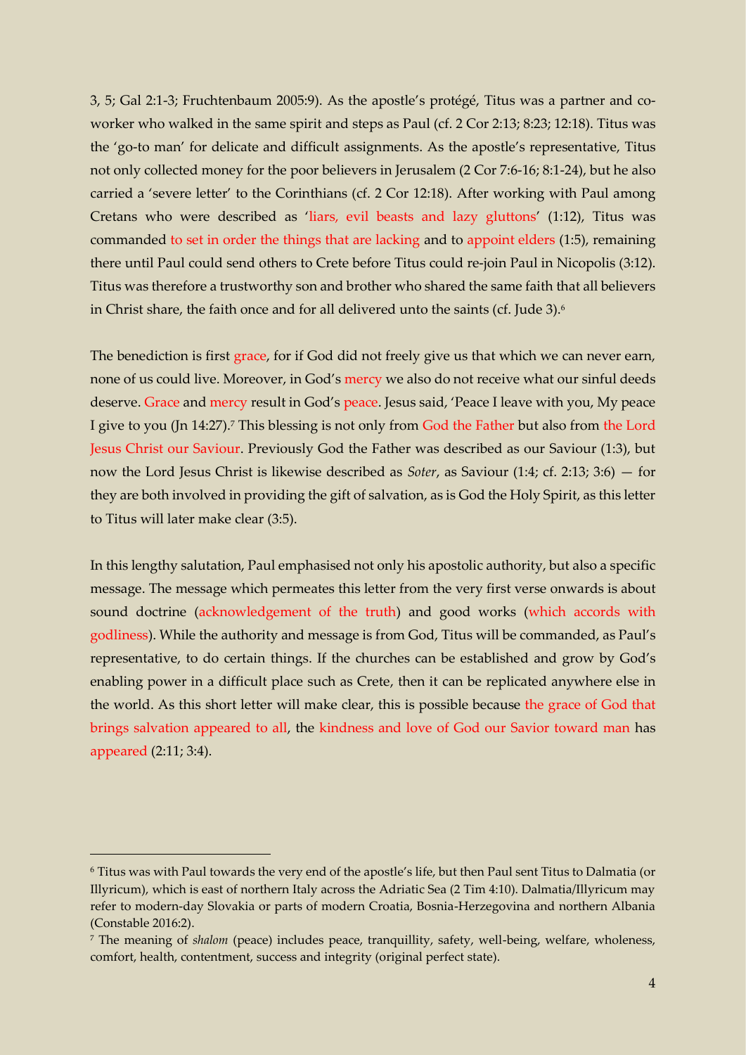3, 5; Gal 2:1-3; Fruchtenbaum 2005:9). As the apostle's protégé, Titus was a partner and co-worker who walked in the same spirit and steps as Paul (cf. 2 Cor 2:13; 8:23; 12:18). Titus was the 'go-to man' for delicate and difficult assignments. As the apostle's representative, Titus not only collected money for the poor believers in Jerusalem (2 Cor 7:6-16; 8:1-24), but he also carried a 'severe letter' to the Corinthians (cf. 2 Cor 12:18). After working with Paul among Cretans who were described as 'liars, evil beasts and lazy gluttons' (1:12), Titus was commanded to set in order the things that are lacking and to appoint elders (1:5), remaining there until Paul could send others to Crete before Titus could re-join Paul in Nicopolis (3:12). Titus was therefore a trustworthy son and brother who shared the same faith that all believers in Christ share, the faith once and for all delivered unto the saints (cf. Jude 3).[6]

The benediction is first grace, for if God did not freely give us that which we can never earn, none of us could live. Moreover, in God's mercy we also do not receive what our sinful deeds deserve. Grace and mercy result in God's peace. Jesus said, 'Peace I leave with you, My peace I give to you (Jn 14:27).[7] This blessing is not only from God the Father but also from the Lord Jesus Christ our Saviour. Previously God the Father was described as our Saviour (1:3), but now the Lord Jesus Christ is likewise described as *Soter*, as Saviour (1:4; cf. 2:13; 3:6) — for they are both involved in providing the gift of salvation, as is God the Holy Spirit, as this letter to Titus will later make clear (3:5).

In this lengthy salutation, Paul emphasised not only his apostolic authority, but also a specific message. The message which permeates this letter from the very first verse onwards is about sound doctrine (acknowledgement of the truth) and good works (which accords with godliness). While the authority and message is from God, Titus will be commanded, as Paul's representative, to do certain things. If the churches can be established and grow by God's enabling power in a difficult place such as Crete, then it can be replicated anywhere else in the world. As this short letter will make clear, this is possible because the grace of God that brings salvation appeared to all, the kindness and love of God our Savior toward man has appeared (2:11; 3:4).

---

[6] Titus was with Paul towards the very end of the apostle's life, but then Paul sent Titus to Dalmatia (or Illyricum), which is east of northern Italy across the Adriatic Sea (2 Tim 4:10). Dalmatia/Illyricum may refer to modern-day Slovakia or parts of modern Croatia, Bosnia-Herzegovina and northern Albania (Constable 2016:2).

[7] The meaning of *shalom* (peace) includes peace, tranquillity, safety, well-being, welfare, wholeness, comfort, health, contentment, success and integrity (original perfect state).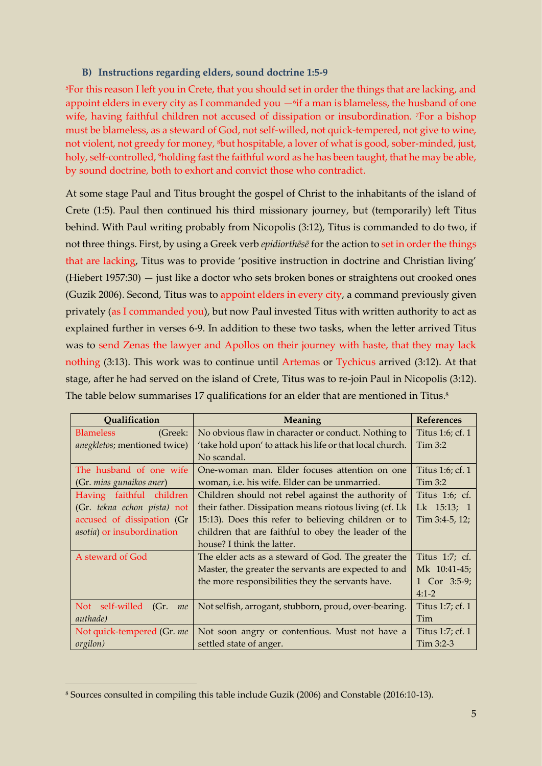### B) Instructions regarding elders, sound doctrine 1:5-9

[5]For this reason I left you in Crete, that you should set in order the things that are lacking, and appoint elders in every city as I commanded you —[6]if a man is blameless, the husband of one wife, having faithful children not accused of dissipation or insubordination. [7]For a bishop must be blameless, as a steward of God, not self-willed, not quick-tempered, not give to wine, not violent, not greedy for money, [8]but hospitable, a lover of what is good, sober-minded, just, holy, self-controlled, [9]holding fast the faithful word as he has been taught, that he may be able, by sound doctrine, both to exhort and convict those who contradict.

At some stage Paul and Titus brought the gospel of Christ to the inhabitants of the island of Crete (1:5). Paul then continued his third missionary journey, but (temporarily) left Titus behind. With Paul writing probably from Nicopolis (3:12), Titus is commanded to do two, if not three things. First, by using a Greek verb *epidiorthēsē* for the action to set in order the things that are lacking, Titus was to provide 'positive instruction in doctrine and Christian living' (Hiebert 1957:30) — just like a doctor who sets broken bones or straightens out crooked ones (Guzik 2006). Second, Titus was to appoint elders in every city, a command previously given privately (as I commanded you), but now Paul invested Titus with written authority to act as explained further in verses 6-9. In addition to these two tasks, when the letter arrived Titus was to send Zenas the lawyer and Apollos on their journey with haste, that they may lack nothing (3:13). This work was to continue until Artemas or Tychicus arrived (3:12). At that stage, after he had served on the island of Crete, Titus was to re-join Paul in Nicopolis (3:12). The table below summarises 17 qualifications for an elder that are mentioned in Titus.[8]

| Qualification | Meaning | References |
|---|---|---|
| Blameless (Greek: *anegkletos*; mentioned twice) | No obvious flaw in character or conduct. Nothing to 'take hold upon' to attack his life or that local church. No scandal. | Titus 1:6; cf. 1 Tim 3:2 |
| The husband of one wife (Gr. *mias gunaikos aner*) | One-woman man. Elder focuses attention on one woman, i.e. his wife. Elder can be unmarried. | Titus 1:6; cf. 1 Tim 3:2 |
| Having faithful children (Gr. *tekna echon pista)* not accused of dissipation (Gr *asotia*) or insubordination | Children should not rebel against the authority of their father. Dissipation means riotous living (cf. Lk 15:13). Does this refer to believing children or to children that are faithful to obey the leader of the house? I think the latter. | Titus 1:6; cf. Lk 15:13; 1 Tim 3:4-5, 12; |
| A steward of God | The elder acts as a steward of God. The greater the Master, the greater the servants are expected to and the more responsibilities they the servants have. | Titus 1:7; cf. Mk 10:41-45; 1 Cor 3:5-9; 4:1-2 |
| Not self-willed (Gr. *me authade)* | Not selfish, arrogant, stubborn, proud, over-bearing. | Titus 1:7; cf. 1 Tim |
| Not quick-tempered (Gr. *me orgilon)* | Not soon angry or contentious. Must not have a settled state of anger. | Titus 1:7; cf. 1 Tim 3:2-3 |

[8] Sources consulted in compiling this table include Guzik (2006) and Constable (2016:10-13).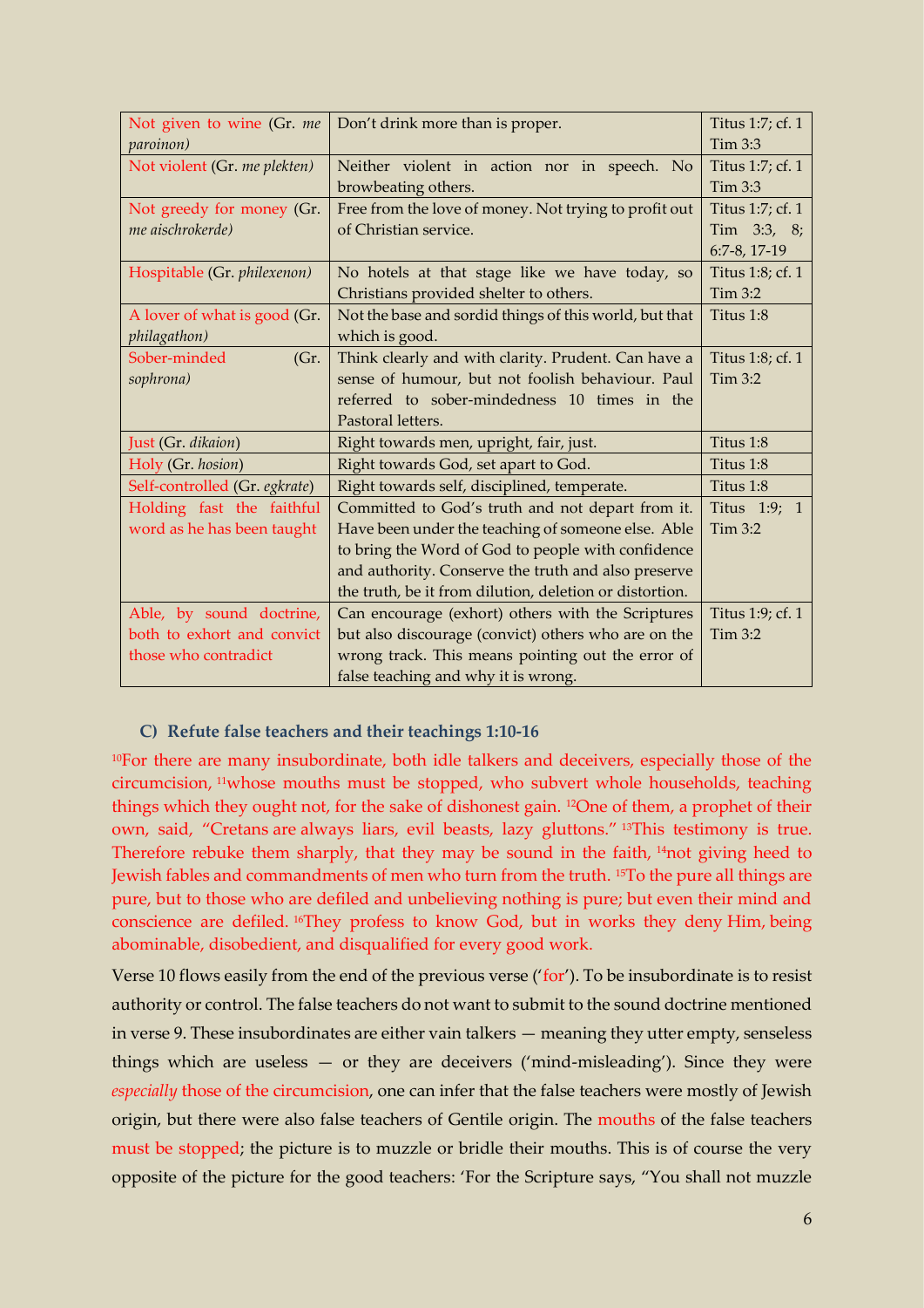| Not given to wine (Gr. *me paroinon)* | Don't drink more than is proper. | Titus 1:7; cf. 1 Tim 3:3 |
|---|---|---|
| Not violent (Gr. *me plekten)* | Neither violent in action nor in speech. No browbeating others. | Titus 1:7; cf. 1 Tim 3:3 |
| Not greedy for money (Gr. *me aischrokerde)* | Free from the love of money. Not trying to profit out of Christian service. | Titus 1:7; cf. 1 Tim 3:3, 8; 6:7-8, 17-19 |
| Hospitable (Gr. *philexenon)* | No hotels at that stage like we have today, so Christians provided shelter to others. | Titus 1:8; cf. 1 Tim 3:2 |
| A lover of what is good (Gr. *philagathon)* | Not the base and sordid things of this world, but that which is good. | Titus 1:8 |
| Sober-minded (Gr. *sophrona)* | Think clearly and with clarity. Prudent. Can have a sense of humour, but not foolish behaviour. Paul referred to sober-mindedness 10 times in the Pastoral letters. | Titus 1:8; cf. 1 Tim 3:2 |
| Just (Gr. *dikaion*) | Right towards men, upright, fair, just. | Titus 1:8 |
| Holy (Gr. *hosion*) | Right towards God, set apart to God. | Titus 1:8 |
| Self-controlled (Gr. *egkrate*) | Right towards self, disciplined, temperate. | Titus 1:8 |
| Holding fast the faithful word as he has been taught | Committed to God's truth and not depart from it. Have been under the teaching of someone else. Able to bring the Word of God to people with confidence and authority. Conserve the truth and also preserve the truth, be it from dilution, deletion or distortion. | Titus 1:9; 1 Tim 3:2 |
| Able, by sound doctrine, both to exhort and convict those who contradict | Can encourage (exhort) others with the Scriptures but also discourage (convict) others who are on the wrong track. This means pointing out the error of false teaching and why it is wrong. | Titus 1:9; cf. 1 Tim 3:2 |

### C) Refute false teachers and their teachings 1:10-16

[10]For there are many insubordinate, both idle talkers and deceivers, especially those of the circumcision, [11]whose mouths must be stopped, who subvert whole households, teaching things which they ought not, for the sake of dishonest gain. [12]One of them, a prophet of their own, said, "Cretans are always liars, evil beasts, lazy gluttons." [13]This testimony is true. Therefore rebuke them sharply, that they may be sound in the faith, [14]not giving heed to Jewish fables and commandments of men who turn from the truth. [15]To the pure all things are pure, but to those who are defiled and unbelieving nothing is pure; but even their mind and conscience are defiled. [16]They profess to know God, but in works they deny Him, being abominable, disobedient, and disqualified for every good work.

Verse 10 flows easily from the end of the previous verse ('for'). To be insubordinate is to resist authority or control. The false teachers do not want to submit to the sound doctrine mentioned in verse 9. These insubordinates are either vain talkers — meaning they utter empty, senseless things which are useless — or they are deceivers ('mind-misleading'). Since they were *especially* those of the circumcision, one can infer that the false teachers were mostly of Jewish origin, but there were also false teachers of Gentile origin. The mouths of the false teachers must be stopped; the picture is to muzzle or bridle their mouths. This is of course the very opposite of the picture for the good teachers: 'For the Scripture says, "You shall not muzzle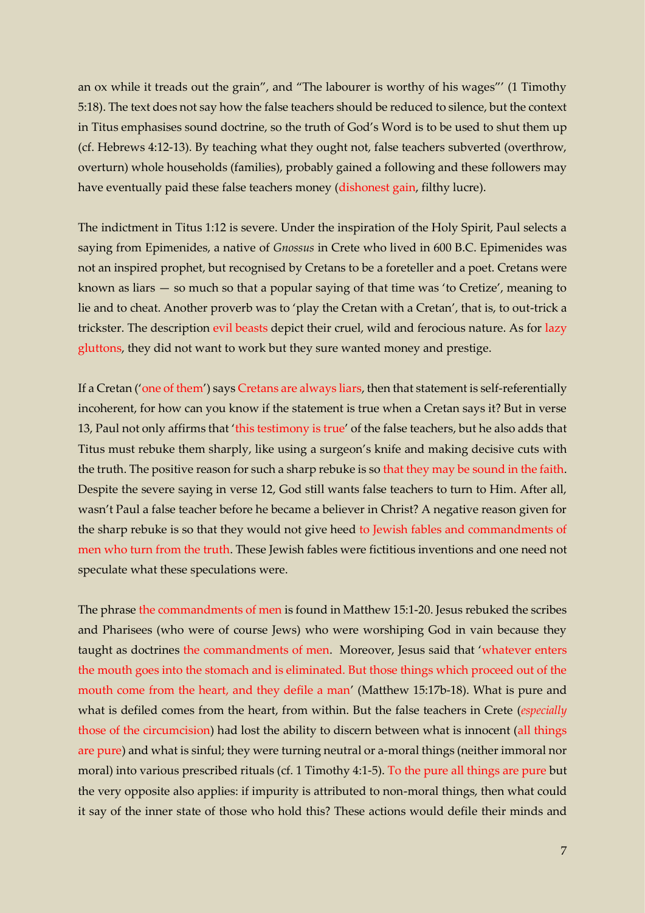an ox while it treads out the grain", and "The labourer is worthy of his wages"' (1 Timothy 5:18). The text does not say how the false teachers should be reduced to silence, but the context in Titus emphasises sound doctrine, so the truth of God's Word is to be used to shut them up (cf. Hebrews 4:12-13). By teaching what they ought not, false teachers subverted (overthrow, overturn) whole households (families), probably gained a following and these followers may have eventually paid these false teachers money (dishonest gain, filthy lucre).

The indictment in Titus 1:12 is severe. Under the inspiration of the Holy Spirit, Paul selects a saying from Epimenides, a native of *Gnossus* in Crete who lived in 600 B.C. Epimenides was not an inspired prophet, but recognised by Cretans to be a foreteller and a poet. Cretans were known as liars — so much so that a popular saying of that time was 'to Cretize', meaning to lie and to cheat. Another proverb was to 'play the Cretan with a Cretan', that is, to out-trick a trickster. The description evil beasts depict their cruel, wild and ferocious nature. As for lazy gluttons, they did not want to work but they sure wanted money and prestige.

If a Cretan ('one of them') says Cretans are always liars, then that statement is self-referentially incoherent, for how can you know if the statement is true when a Cretan says it? But in verse 13, Paul not only affirms that 'this testimony is true' of the false teachers, but he also adds that Titus must rebuke them sharply, like using a surgeon's knife and making decisive cuts with the truth. The positive reason for such a sharp rebuke is so that they may be sound in the faith. Despite the severe saying in verse 12, God still wants false teachers to turn to Him. After all, wasn't Paul a false teacher before he became a believer in Christ? A negative reason given for the sharp rebuke is so that they would not give heed to Jewish fables and commandments of men who turn from the truth. These Jewish fables were fictitious inventions and one need not speculate what these speculations were.

The phrase the commandments of men is found in Matthew 15:1-20. Jesus rebuked the scribes and Pharisees (who were of course Jews) who were worshiping God in vain because they taught as doctrines the commandments of men. Moreover, Jesus said that 'whatever enters the mouth goes into the stomach and is eliminated. But those things which proceed out of the mouth come from the heart, and they defile a man' (Matthew 15:17b-18). What is pure and what is defiled comes from the heart, from within. But the false teachers in Crete (*especially* those of the circumcision) had lost the ability to discern between what is innocent (all things are pure) and what is sinful; they were turning neutral or a-moral things (neither immoral nor moral) into various prescribed rituals (cf. 1 Timothy 4:1-5). To the pure all things are pure but the very opposite also applies: if impurity is attributed to non-moral things, then what could it say of the inner state of those who hold this? These actions would defile their minds and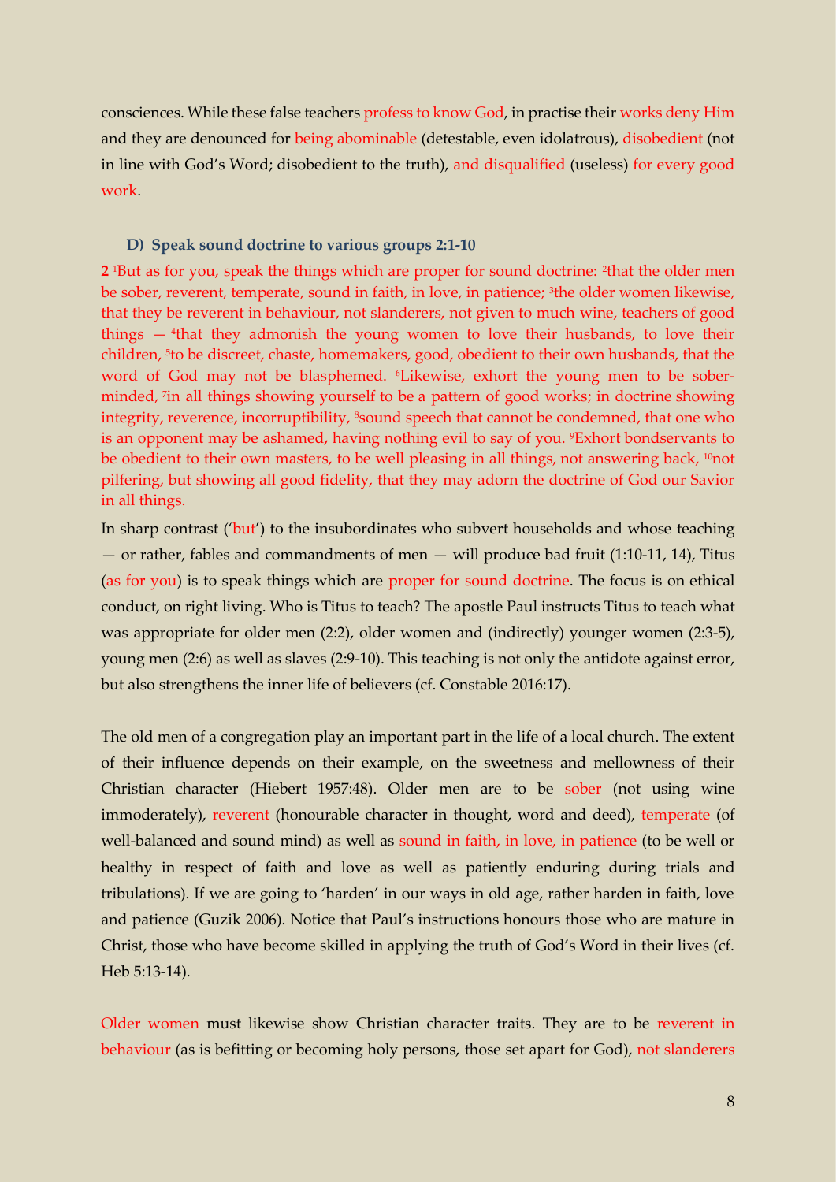consciences. While these false teachers profess to know God, in practise their works deny Him and they are denounced for being abominable (detestable, even idolatrous), disobedient (not in line with God's Word; disobedient to the truth), and disqualified (useless) for every good work.

### D) Speak sound doctrine to various groups 2:1-10

**2** [1]But as for you, speak the things which are proper for sound doctrine: [2]that the older men be sober, reverent, temperate, sound in faith, in love, in patience; [3]the older women likewise, that they be reverent in behaviour, not slanderers, not given to much wine, teachers of good things — [4]that they admonish the young women to love their husbands, to love their children, [5]to be discreet, chaste, homemakers, good, obedient to their own husbands, that the word of God may not be blasphemed. [6]Likewise, exhort the young men to be sober-minded, [7]in all things showing yourself to be a pattern of good works; in doctrine showing integrity, reverence, incorruptibility, [8]sound speech that cannot be condemned, that one who is an opponent may be ashamed, having nothing evil to say of you. [9]Exhort bondservants to be obedient to their own masters, to be well pleasing in all things, not answering back, [10]not pilfering, but showing all good fidelity, that they may adorn the doctrine of God our Savior in all things.

In sharp contrast ('but') to the insubordinates who subvert households and whose teaching — or rather, fables and commandments of men — will produce bad fruit (1:10-11, 14), Titus (as for you) is to speak things which are proper for sound doctrine. The focus is on ethical conduct, on right living. Who is Titus to teach? The apostle Paul instructs Titus to teach what was appropriate for older men (2:2), older women and (indirectly) younger women (2:3-5), young men (2:6) as well as slaves (2:9-10). This teaching is not only the antidote against error, but also strengthens the inner life of believers (cf. Constable 2016:17).

The old men of a congregation play an important part in the life of a local church. The extent of their influence depends on their example, on the sweetness and mellowness of their Christian character (Hiebert 1957:48). Older men are to be sober (not using wine immoderately), reverent (honourable character in thought, word and deed), temperate (of well-balanced and sound mind) as well as sound in faith, in love, in patience (to be well or healthy in respect of faith and love as well as patiently enduring during trials and tribulations). If we are going to 'harden' in our ways in old age, rather harden in faith, love and patience (Guzik 2006). Notice that Paul's instructions honours those who are mature in Christ, those who have become skilled in applying the truth of God's Word in their lives (cf. Heb 5:13-14).

Older women must likewise show Christian character traits. They are to be reverent in behaviour (as is befitting or becoming holy persons, those set apart for God), not slanderers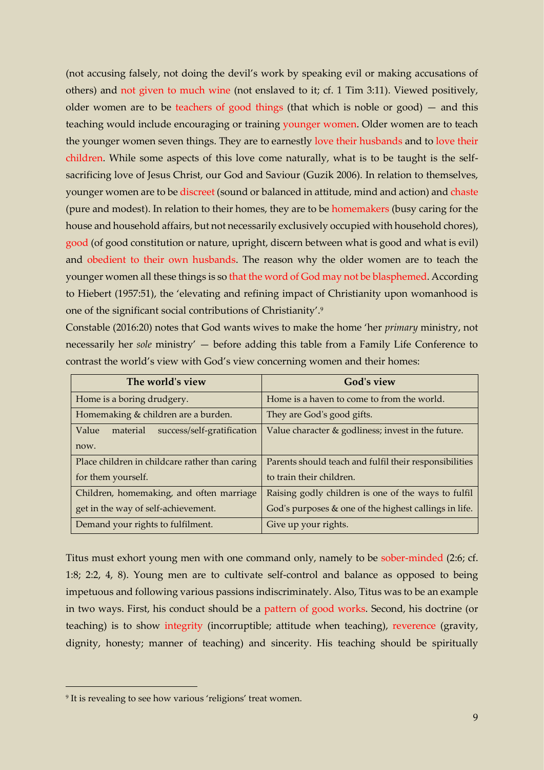(not accusing falsely, not doing the devil's work by speaking evil or making accusations of others) and not given to much wine (not enslaved to it; cf. 1 Tim 3:11). Viewed positively, older women are to be teachers of good things (that which is noble or good) — and this teaching would include encouraging or training younger women. Older women are to teach the younger women seven things. They are to earnestly love their husbands and to love their children. While some aspects of this love come naturally, what is to be taught is the self-sacrificing love of Jesus Christ, our God and Saviour (Guzik 2006). In relation to themselves, younger women are to be discreet (sound or balanced in attitude, mind and action) and chaste (pure and modest). In relation to their homes, they are to be homemakers (busy caring for the house and household affairs, but not necessarily exclusively occupied with household chores), good (of good constitution or nature, upright, discern between what is good and what is evil) and obedient to their own husbands. The reason why the older women are to teach the younger women all these things is so that the word of God may not be blasphemed. According to Hiebert (1957:51), the 'elevating and refining impact of Christianity upon womanhood is one of the significant social contributions of Christianity'.[9]

Constable (2016:20) notes that God wants wives to make the home 'her *primary* ministry, not necessarily her *sole* ministry' — before adding this table from a Family Life Conference to contrast the world's view with God's view concerning women and their homes:

| The world's view | God's view |
|---|---|
| Home is a boring drudgery. | Home is a haven to come to from the world. |
| Homemaking & children are a burden. | They are God's good gifts. |
| Value material success/self-gratification now. | Value character & godliness; invest in the future. |
| Place children in childcare rather than caring for them yourself. | Parents should teach and fulfil their responsibilities to train their children. |
| Children, homemaking, and often marriage get in the way of self-achievement. | Raising godly children is one of the ways to fulfil God's purposes & one of the highest callings in life. |
| Demand your rights to fulfilment. | Give up your rights. |

Titus must exhort young men with one command only, namely to be sober-minded (2:6; cf. 1:8; 2:2, 4, 8). Young men are to cultivate self-control and balance as opposed to being impetuous and following various passions indiscriminately. Also, Titus was to be an example in two ways. First, his conduct should be a pattern of good works. Second, his doctrine (or teaching) is to show integrity (incorruptible; attitude when teaching), reverence (gravity, dignity, honesty; manner of teaching) and sincerity. His teaching should be spiritually

[9] It is revealing to see how various 'religions' treat women.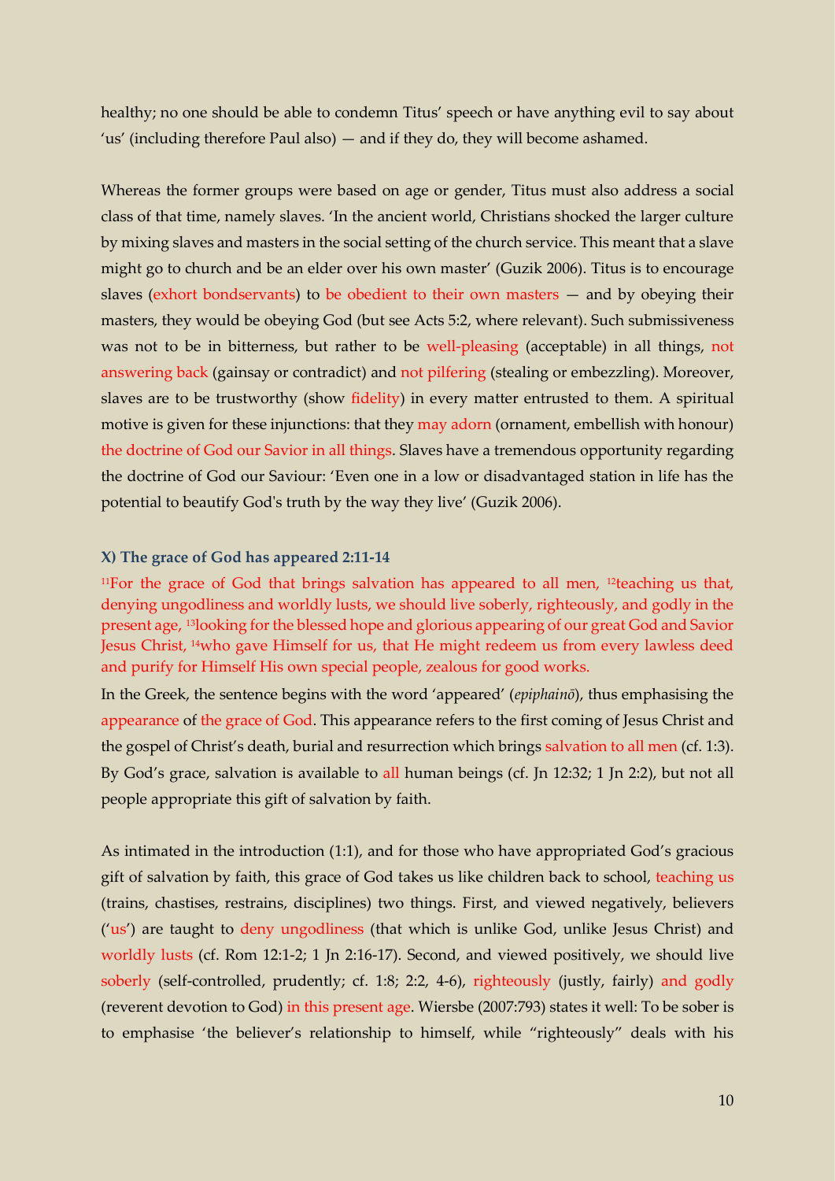healthy; no one should be able to condemn Titus' speech or have anything evil to say about 'us' (including therefore Paul also) — and if they do, they will become ashamed.

Whereas the former groups were based on age or gender, Titus must also address a social class of that time, namely slaves. 'In the ancient world, Christians shocked the larger culture by mixing slaves and masters in the social setting of the church service. This meant that a slave might go to church and be an elder over his own master' (Guzik 2006). Titus is to encourage slaves (exhort bondservants) to be obedient to their own masters — and by obeying their masters, they would be obeying God (but see Acts 5:2, where relevant). Such submissiveness was not to be in bitterness, but rather to be well-pleasing (acceptable) in all things, not answering back (gainsay or contradict) and not pilfering (stealing or embezzling). Moreover, slaves are to be trustworthy (show fidelity) in every matter entrusted to them. A spiritual motive is given for these injunctions: that they may adorn (ornament, embellish with honour) the doctrine of God our Savior in all things. Slaves have a tremendous opportunity regarding the doctrine of God our Saviour: 'Even one in a low or disadvantaged station in life has the potential to beautify God's truth by the way they live' (Guzik 2006).

### X) The grace of God has appeared 2:11-14

[11]For the grace of God that brings salvation has appeared to all men, [12]teaching us that, denying ungodliness and worldly lusts, we should live soberly, righteously, and godly in the present age, [13]looking for the blessed hope and glorious appearing of our great God and Savior Jesus Christ, [14]who gave Himself for us, that He might redeem us from every lawless deed and purify for Himself His own special people, zealous for good works.

In the Greek, the sentence begins with the word 'appeared' (*epiphainō*), thus emphasising the appearance of the grace of God. This appearance refers to the first coming of Jesus Christ and the gospel of Christ's death, burial and resurrection which brings salvation to all men (cf. 1:3). By God's grace, salvation is available to all human beings (cf. Jn 12:32; 1 Jn 2:2), but not all people appropriate this gift of salvation by faith.

As intimated in the introduction (1:1), and for those who have appropriated God's gracious gift of salvation by faith, this grace of God takes us like children back to school, teaching us (trains, chastises, restrains, disciplines) two things. First, and viewed negatively, believers ('us') are taught to deny ungodliness (that which is unlike God, unlike Jesus Christ) and worldly lusts (cf. Rom 12:1-2; 1 Jn 2:16-17). Second, and viewed positively, we should live soberly (self-controlled, prudently; cf. 1:8; 2:2, 4-6), righteously (justly, fairly) and godly (reverent devotion to God) in this present age. Wiersbe (2007:793) states it well: To be sober is to emphasise 'the believer's relationship to himself, while "righteously" deals with his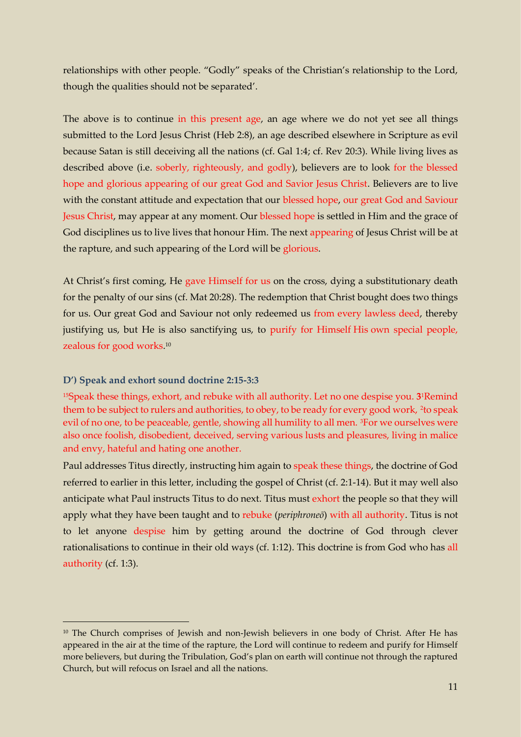relationships with other people. "Godly" speaks of the Christian's relationship to the Lord, though the qualities should not be separated'.

The above is to continue in this present age, an age where we do not yet see all things submitted to the Lord Jesus Christ (Heb 2:8), an age described elsewhere in Scripture as evil because Satan is still deceiving all the nations (cf. Gal 1:4; cf. Rev 20:3). While living lives as described above (i.e. soberly, righteously, and godly), believers are to look for the blessed hope and glorious appearing of our great God and Savior Jesus Christ. Believers are to live with the constant attitude and expectation that our blessed hope, our great God and Saviour Jesus Christ, may appear at any moment. Our blessed hope is settled in Him and the grace of God disciplines us to live lives that honour Him. The next appearing of Jesus Christ will be at the rapture, and such appearing of the Lord will be glorious.

At Christ's first coming, He gave Himself for us on the cross, dying a substitutionary death for the penalty of our sins (cf. Mat 20:28). The redemption that Christ bought does two things for us. Our great God and Saviour not only redeemed us from every lawless deed, thereby justifying us, but He is also sanctifying us, to purify for Himself His own special people, zealous for good works.[10]

### D') Speak and exhort sound doctrine 2:15-3:3

[15]Speak these things, exhort, and rebuke with all authority. Let no one despise you. **3**[1]Remind them to be subject to rulers and authorities, to obey, to be ready for every good work, [2]to speak evil of no one, to be peaceable, gentle, showing all humility to all men. [3]For we ourselves were also once foolish, disobedient, deceived, serving various lusts and pleasures, living in malice and envy, hateful and hating one another.

Paul addresses Titus directly, instructing him again to speak these things, the doctrine of God referred to earlier in this letter, including the gospel of Christ (cf. 2:1-14). But it may well also anticipate what Paul instructs Titus to do next. Titus must exhort the people so that they will apply what they have been taught and to rebuke (*periphroneō*) with all authority. Titus is not to let anyone despise him by getting around the doctrine of God through clever rationalisations to continue in their old ways (cf. 1:12). This doctrine is from God who has all authority (cf. 1:3).

---

[10] The Church comprises of Jewish and non-Jewish believers in one body of Christ. After He has appeared in the air at the time of the rapture, the Lord will continue to redeem and purify for Himself more believers, but during the Tribulation, God's plan on earth will continue not through the raptured Church, but will refocus on Israel and all the nations.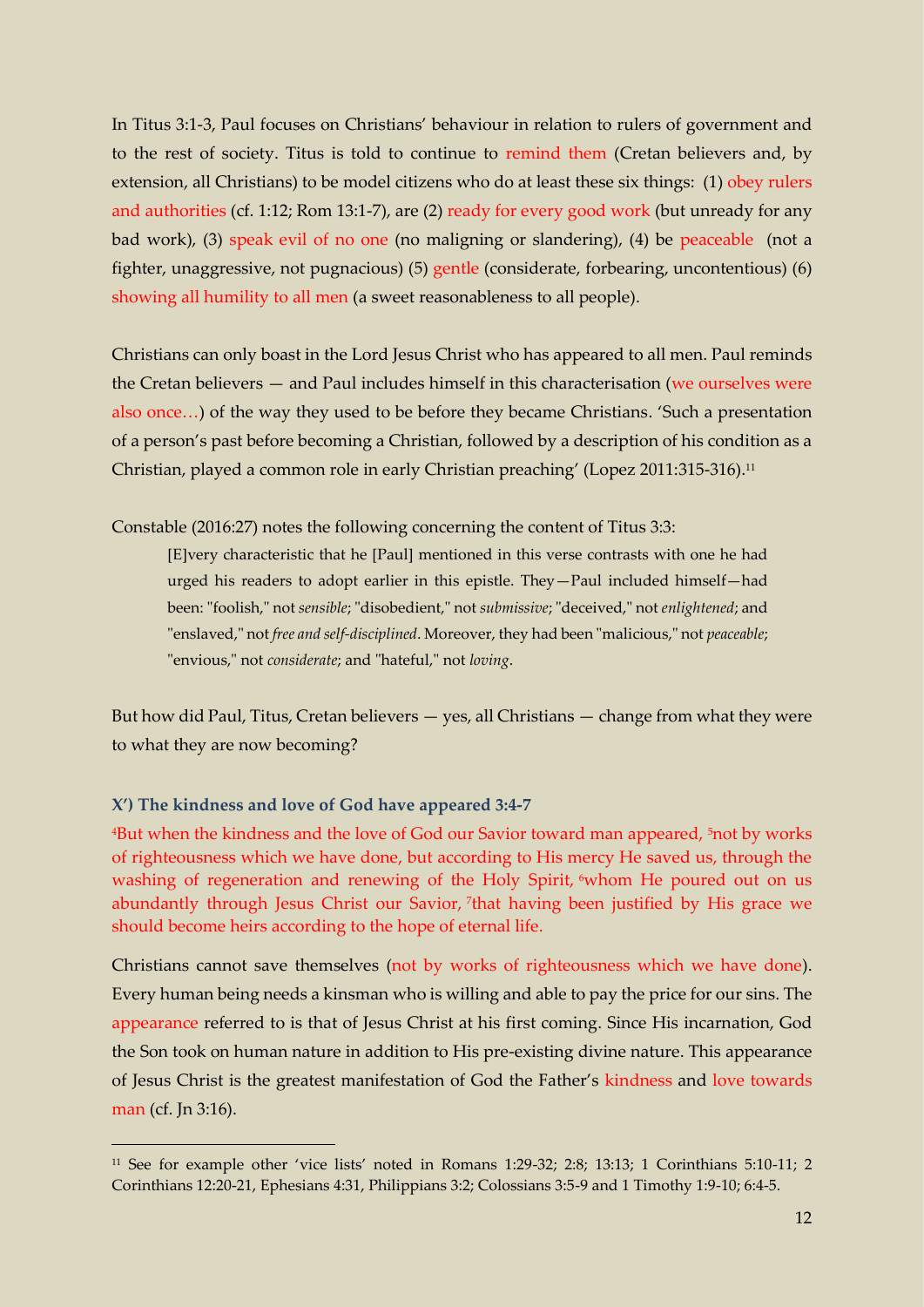In Titus 3:1-3, Paul focuses on Christians' behaviour in relation to rulers of government and to the rest of society. Titus is told to continue to remind them (Cretan believers and, by extension, all Christians) to be model citizens who do at least these six things: (1) obey rulers and authorities (cf. 1:12; Rom 13:1-7), are (2) ready for every good work (but unready for any bad work), (3) speak evil of no one (no maligning or slandering), (4) be peaceable (not a fighter, unaggressive, not pugnacious) (5) gentle (considerate, forbearing, uncontentious) (6) showing all humility to all men (a sweet reasonableness to all people).

Christians can only boast in the Lord Jesus Christ who has appeared to all men. Paul reminds the Cretan believers — and Paul includes himself in this characterisation (we ourselves were also once…) of the way they used to be before they became Christians. 'Such a presentation of a person's past before becoming a Christian, followed by a description of his condition as a Christian, played a common role in early Christian preaching' (Lopez 2011:315-316).[11]

Constable (2016:27) notes the following concerning the content of Titus 3:3:

> [E]very characteristic that he [Paul] mentioned in this verse contrasts with one he had urged his readers to adopt earlier in this epistle. They—Paul included himself—had been: "foolish," not *sensible*; "disobedient," not *submissive*; "deceived," not *enlightened*; and "enslaved," not *free and self-disciplined*. Moreover, they had been "malicious," not *peaceable*; "envious," not *considerate*; and "hateful," not *loving*.

But how did Paul, Titus, Cretan believers — yes, all Christians — change from what they were to what they are now becoming?

### X') The kindness and love of God have appeared 3:4-7

[4]But when the kindness and the love of God our Savior toward man appeared, [5]not by works of righteousness which we have done, but according to His mercy He saved us, through the washing of regeneration and renewing of the Holy Spirit, [6]whom He poured out on us abundantly through Jesus Christ our Savior, [7]that having been justified by His grace we should become heirs according to the hope of eternal life.

Christians cannot save themselves (not by works of righteousness which we have done). Every human being needs a kinsman who is willing and able to pay the price for our sins. The appearance referred to is that of Jesus Christ at his first coming. Since His incarnation, God the Son took on human nature in addition to His pre-existing divine nature. This appearance of Jesus Christ is the greatest manifestation of God the Father's kindness and love towards man (cf. Jn 3:16).

---

[11] See for example other 'vice lists' noted in Romans 1:29-32; 2:8; 13:13; 1 Corinthians 5:10-11; 2 Corinthians 12:20-21, Ephesians 4:31, Philippians 3:2; Colossians 3:5-9 and 1 Timothy 1:9-10; 6:4-5.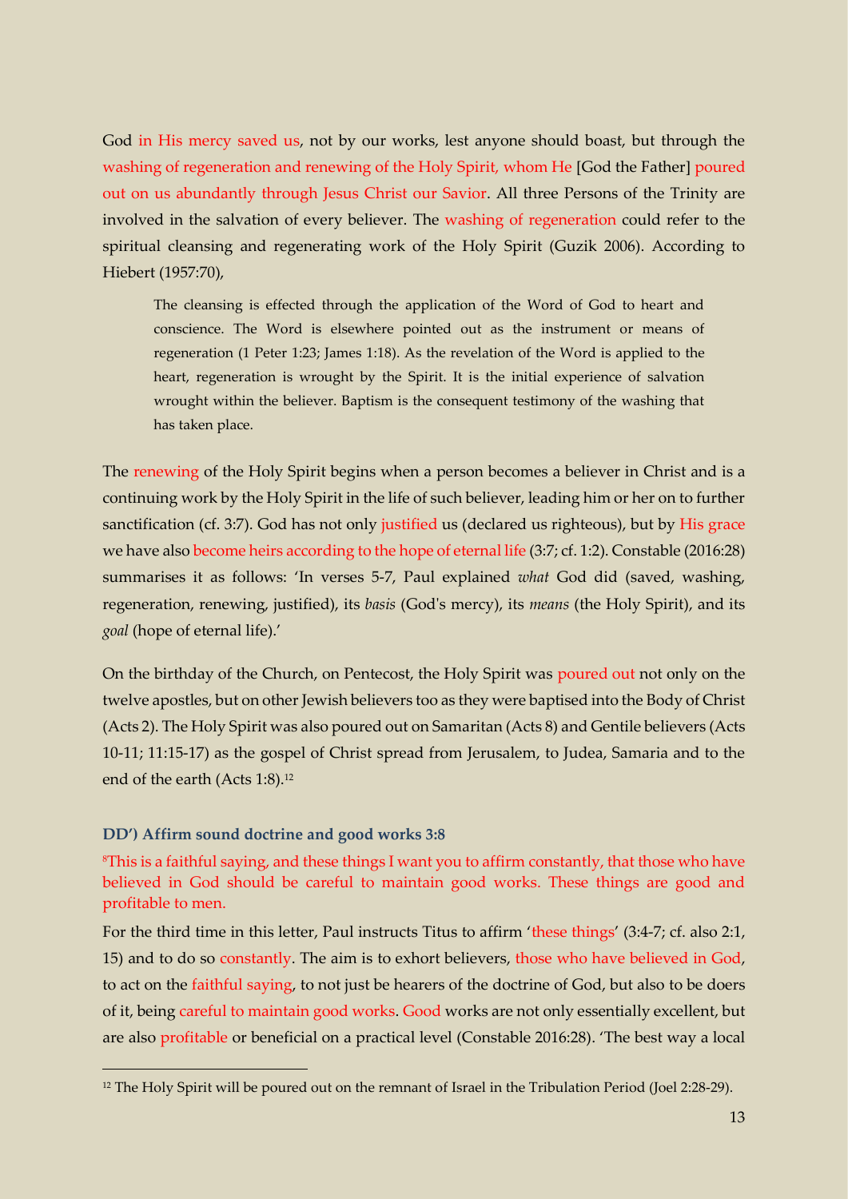God in His mercy saved us, not by our works, lest anyone should boast, but through the washing of regeneration and renewing of the Holy Spirit, whom He [God the Father] poured out on us abundantly through Jesus Christ our Savior. All three Persons of the Trinity are involved in the salvation of every believer. The washing of regeneration could refer to the spiritual cleansing and regenerating work of the Holy Spirit (Guzik 2006). According to Hiebert (1957:70),

> The cleansing is effected through the application of the Word of God to heart and conscience. The Word is elsewhere pointed out as the instrument or means of regeneration (1 Peter 1:23; James 1:18). As the revelation of the Word is applied to the heart, regeneration is wrought by the Spirit. It is the initial experience of salvation wrought within the believer. Baptism is the consequent testimony of the washing that has taken place.

The renewing of the Holy Spirit begins when a person becomes a believer in Christ and is a continuing work by the Holy Spirit in the life of such believer, leading him or her on to further sanctification (cf. 3:7). God has not only justified us (declared us righteous), but by His grace we have also become heirs according to the hope of eternal life (3:7; cf. 1:2). Constable (2016:28) summarises it as follows: 'In verses 5-7, Paul explained *what* God did (saved, washing, regeneration, renewing, justified), its *basis* (God's mercy), its *means* (the Holy Spirit), and its *goal* (hope of eternal life).'

On the birthday of the Church, on Pentecost, the Holy Spirit was poured out not only on the twelve apostles, but on other Jewish believers too as they were baptised into the Body of Christ (Acts 2). The Holy Spirit was also poured out on Samaritan (Acts 8) and Gentile believers (Acts 10-11; 11:15-17) as the gospel of Christ spread from Jerusalem, to Judea, Samaria and to the end of the earth (Acts 1:8).[12]

### DD') Affirm sound doctrine and good works 3:8

[8]This is a faithful saying, and these things I want you to affirm constantly, that those who have believed in God should be careful to maintain good works. These things are good and profitable to men.

For the third time in this letter, Paul instructs Titus to affirm 'these things' (3:4-7; cf. also 2:1, 15) and to do so constantly. The aim is to exhort believers, those who have believed in God, to act on the faithful saying, to not just be hearers of the doctrine of God, but also to be doers of it, being careful to maintain good works. Good works are not only essentially excellent, but are also profitable or beneficial on a practical level (Constable 2016:28). 'The best way a local

---

[12] The Holy Spirit will be poured out on the remnant of Israel in the Tribulation Period (Joel 2:28-29).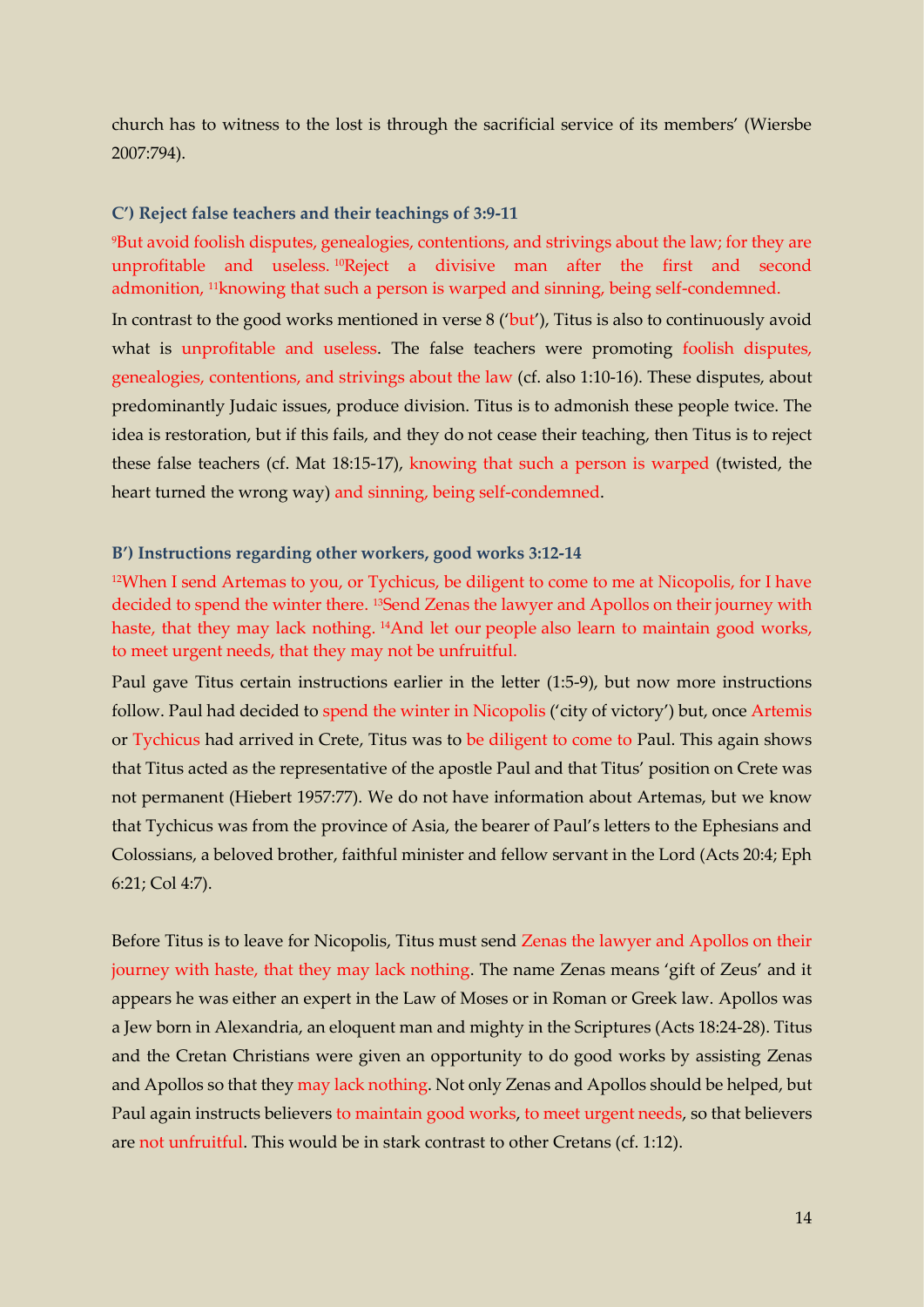church has to witness to the lost is through the sacrificial service of its members' (Wiersbe 2007:794).

### C') Reject false teachers and their teachings of 3:9-11

[9]But avoid foolish disputes, genealogies, contentions, and strivings about the law; for they are unprofitable and useless. [10]Reject a divisive man after the first and second admonition, [11]knowing that such a person is warped and sinning, being self-condemned.

In contrast to the good works mentioned in verse 8 ('but'), Titus is also to continuously avoid what is unprofitable and useless. The false teachers were promoting foolish disputes, genealogies, contentions, and strivings about the law (cf. also 1:10-16). These disputes, about predominantly Judaic issues, produce division. Titus is to admonish these people twice. The idea is restoration, but if this fails, and they do not cease their teaching, then Titus is to reject these false teachers (cf. Mat 18:15-17), knowing that such a person is warped (twisted, the heart turned the wrong way) and sinning, being self-condemned.

### B') Instructions regarding other workers, good works 3:12-14

[12]When I send Artemas to you, or Tychicus, be diligent to come to me at Nicopolis, for I have decided to spend the winter there. [13]Send Zenas the lawyer and Apollos on their journey with haste, that they may lack nothing. [14]And let our people also learn to maintain good works, to meet urgent needs, that they may not be unfruitful.

Paul gave Titus certain instructions earlier in the letter (1:5-9), but now more instructions follow. Paul had decided to spend the winter in Nicopolis ('city of victory') but, once Artemis or Tychicus had arrived in Crete, Titus was to be diligent to come to Paul. This again shows that Titus acted as the representative of the apostle Paul and that Titus' position on Crete was not permanent (Hiebert 1957:77). We do not have information about Artemas, but we know that Tychicus was from the province of Asia, the bearer of Paul's letters to the Ephesians and Colossians, a beloved brother, faithful minister and fellow servant in the Lord (Acts 20:4; Eph 6:21; Col 4:7).

Before Titus is to leave for Nicopolis, Titus must send Zenas the lawyer and Apollos on their journey with haste, that they may lack nothing. The name Zenas means 'gift of Zeus' and it appears he was either an expert in the Law of Moses or in Roman or Greek law. Apollos was a Jew born in Alexandria, an eloquent man and mighty in the Scriptures (Acts 18:24-28). Titus and the Cretan Christians were given an opportunity to do good works by assisting Zenas and Apollos so that they may lack nothing. Not only Zenas and Apollos should be helped, but Paul again instructs believers to maintain good works, to meet urgent needs, so that believers are not unfruitful. This would be in stark contrast to other Cretans (cf. 1:12).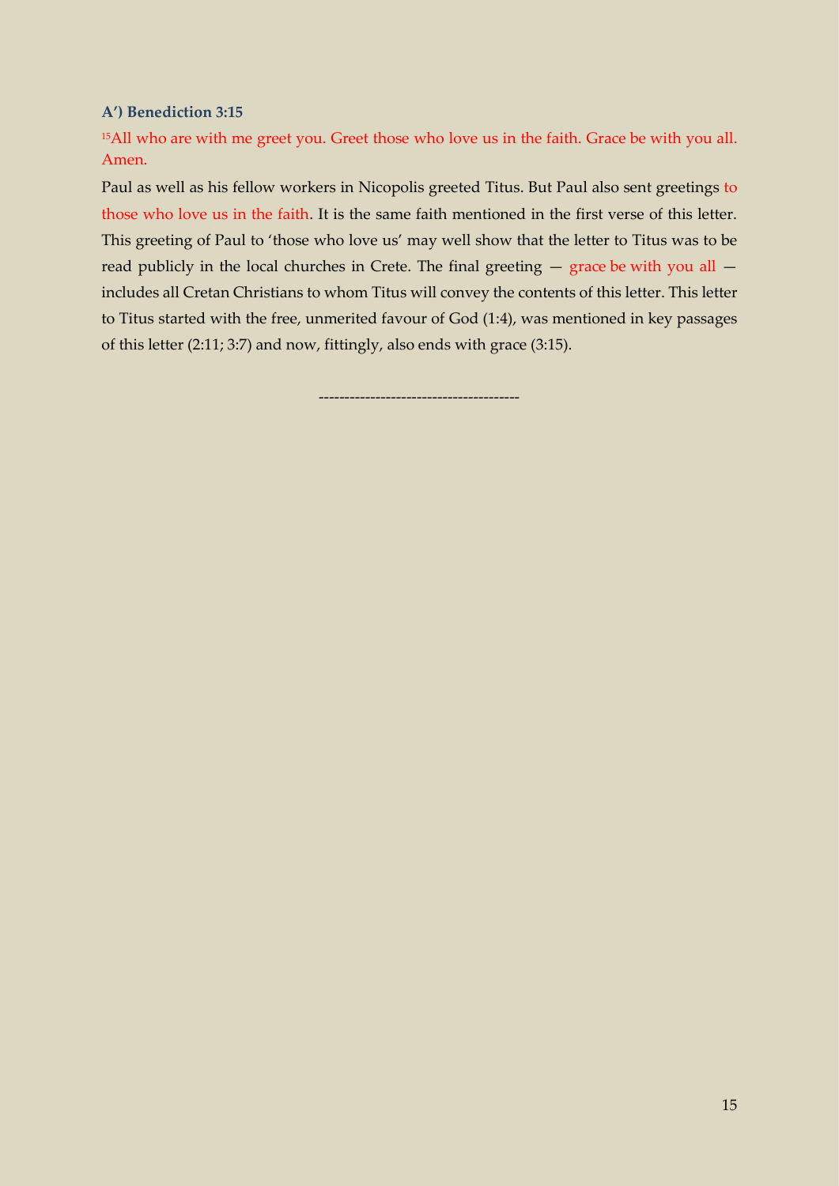### A') Benediction 3:15

15All who are with me greet you. Greet those who love us in the faith. Grace be with you all. Amen.

Paul as well as his fellow workers in Nicopolis greeted Titus. But Paul also sent greetings to those who love us in the faith. It is the same faith mentioned in the first verse of this letter. This greeting of Paul to 'those who love us' may well show that the letter to Titus was to be read publicly in the local churches in Crete. The final greeting — grace be with you all — includes all Cretan Christians to whom Titus will convey the contents of this letter. This letter to Titus started with the free, unmerited favour of God (1:4), was mentioned in key passages of this letter (2:11; 3:7) and now, fittingly, also ends with grace (3:15).

-------------------------------------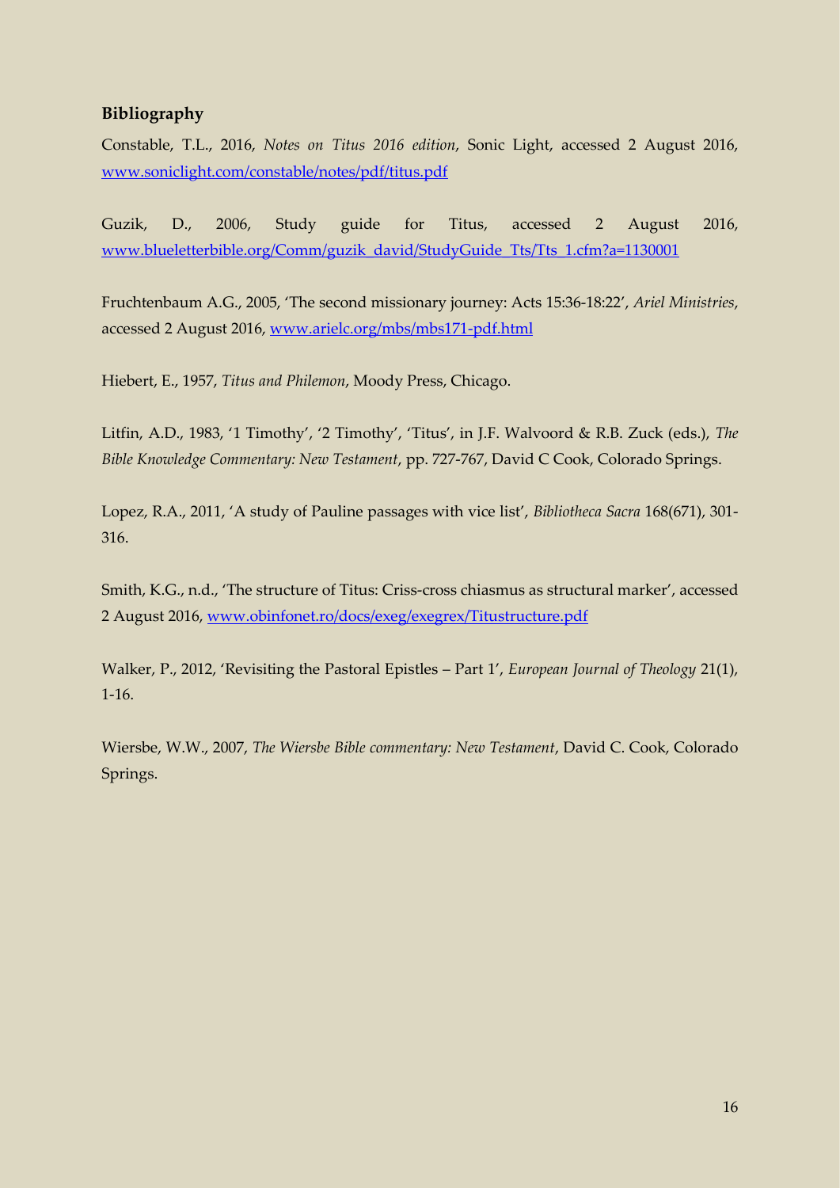## Bibliography

Constable, T.L., 2016, *Notes on Titus 2016 edition*, Sonic Light, accessed 2 August 2016, [www.soniclight.com/constable/notes/pdf/titus.pdf](www.soniclight.com/constable/notes/pdf/titus.pdf)

Guzik, D., 2006, Study guide for Titus, accessed 2 August 2016, [www.blueletterbible.org/Comm/guzik_david/StudyGuide_Tts/Tts_1.cfm?a=1130001](www.blueletterbible.org/Comm/guzik_david/StudyGuide_Tts/Tts_1.cfm?a=1130001)

Fruchtenbaum A.G., 2005, 'The second missionary journey: Acts 15:36-18:22', *Ariel Ministries*, accessed 2 August 2016, [www.arielc.org/mbs/mbs171-pdf.html](www.arielc.org/mbs/mbs171-pdf.html)

Hiebert, E., 1957, *Titus and Philemon*, Moody Press, Chicago.

Litfin, A.D., 1983, '1 Timothy', '2 Timothy', 'Titus', in J.F. Walvoord & R.B. Zuck (eds.), *The Bible Knowledge Commentary: New Testament*, pp. 727-767, David C Cook, Colorado Springs.

Lopez, R.A., 2011, 'A study of Pauline passages with vice list', *Bibliotheca Sacra* 168(671), 301-316.

Smith, K.G., n.d., 'The structure of Titus: Criss-cross chiasmus as structural marker', accessed 2 August 2016, [www.obinfonet.ro/docs/exeg/exegrex/Titustructure.pdf](www.obinfonet.ro/docs/exeg/exegrex/Titustructure.pdf)

Walker, P., 2012, 'Revisiting the Pastoral Epistles – Part 1', *European Journal of Theology* 21(1), 1-16.

Wiersbe, W.W., 2007, *The Wiersbe Bible commentary: New Testament*, David C. Cook, Colorado Springs.